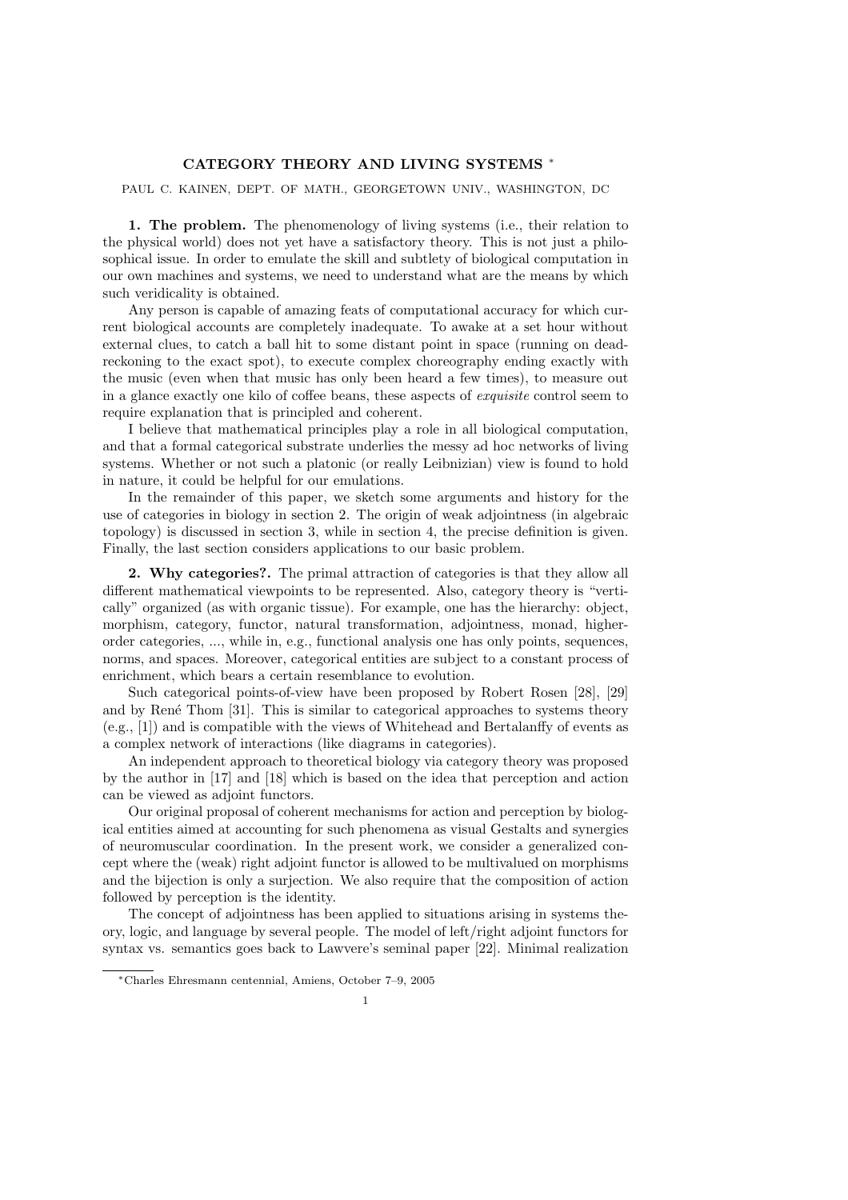# CATEGORY THEORY AND LIVING SYSTEMS *

PAUL C. KAINEN, DEPT. OF MATH., GEORGETOWN UNIV., WASHINGTON, DC

**1. The problem.** The phenomenology of living systems (i.e., their relation to the physical world) does not yet have a satisfactory theory. This is not just a philosophical issue. In order to emulate the skill and subtlety of biological computation in our own machines and systems, we need to understand what are the means by which such veridicality is obtained.

Any person is capable of amazing feats of computational accuracy for which current biological accounts are completely inadequate. To awake at a set hour without external clues, to catch a ball hit to some distant point in space (running on dead-reckoning to the exact spot), to execute complex choreography ending exactly with the music (even when that music has only been heard a few times), to measure out in a glance exactly one kilo of coffee beans, these aspects of *exquisite* control seem to require explanation that is principled and coherent.

I believe that mathematical principles play a role in all biological computation, and that a formal categorical substrate underlies the messy ad hoc networks of living systems. Whether or not such a platonic (or really Leibnizian) view is found to hold in nature, it could be helpful for our emulations.

In the remainder of this paper, we sketch some arguments and history for the use of categories in biology in section 2. The origin of weak adjointness (in algebraic topology) is discussed in section 3, while in section 4, the precise definition is given. Finally, the last section considers applications to our basic problem.

**2. Why categories?.** The primal attraction of categories is that they allow all different mathematical viewpoints to be represented. Also, category theory is "vertically" organized (as with organic tissue). For example, one has the hierarchy: object, morphism, category, functor, natural transformation, adjointness, monad, higher-order categories, ..., while in, e.g., functional analysis one has only points, sequences, norms, and spaces. Moreover, categorical entities are subject to a constant process of enrichment, which bears a certain resemblance to evolution.

Such categorical points-of-view have been proposed by Robert Rosen [28], [29] and by René Thom [31]. This is similar to categorical approaches to systems theory (e.g., [1]) and is compatible with the views of Whitehead and Bertalanffy of events as a complex network of interactions (like diagrams in categories).

An independent approach to theoretical biology via category theory was proposed by the author in [17] and [18] which is based on the idea that perception and action can be viewed as adjoint functors.

Our original proposal of coherent mechanisms for action and perception by biological entities aimed at accounting for such phenomena as visual Gestalts and synergies of neuromuscular coordination. In the present work, we consider a generalized concept where the (weak) right adjoint functor is allowed to be multivalued on morphisms and the bijection is only a surjection. We also require that the composition of action followed by perception is the identity.

The concept of adjointness has been applied to situations arising in systems theory, logic, and language by several people. The model of left/right adjoint functors for syntax vs. semantics goes back to Lawvere's seminal paper [22]. Minimal realization

*Charles Ehresmann centennial, Amiens, October 7–9, 2005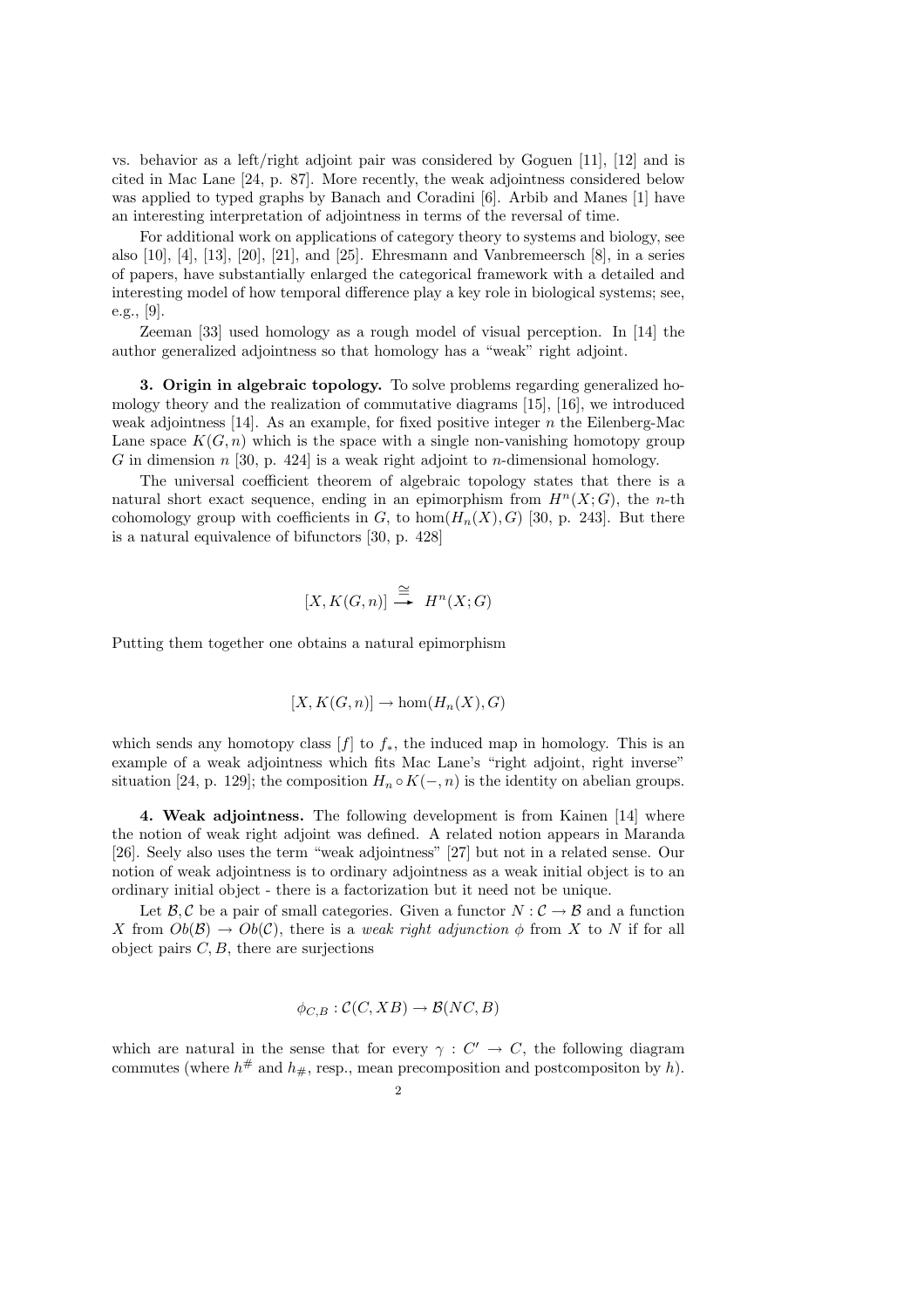vs. behavior as a left/right adjoint pair was considered by Goguen [11], [12] and is cited in Mac Lane [24, p. 87]. More recently, the weak adjointness considered below was applied to typed graphs by Banach and Coradini [6]. Arbib and Manes [1] have an interesting interpretation of adjointness in terms of the reversal of time.

For additional work on applications of category theory to systems and biology, see also [10], [4], [13], [20], [21], and [25]. Ehresmann and Vanbremeersch [8], in a series of papers, have substantially enlarged the categorical framework with a detailed and interesting model of how temporal difference play a key role in biological systems; see, e.g., [9].

Zeeman [33] used homology as a rough model of visual perception. In [14] the author generalized adjointness so that homology has a "weak" right adjoint.

**3. Origin in algebraic topology.** To solve problems regarding generalized homology theory and the realization of commutative diagrams [15], [16], we introduced weak adjointness [14]. As an example, for fixed positive integer $n$ the Eilenberg-Mac Lane space $K(G,n)$ which is the space with a single non-vanishing homotopy group $G$ in dimension $n$ [30, p. 424] is a weak right adjoint to $n$-dimensional homology.

The universal coefficient theorem of algebraic topology states that there is a natural short exact sequence, ending in an epimorphism from $H^n(X;G)$, the $n$-th cohomology group with coefficients in $G$, to $\hom(H_n(X),G)$ [30, p. 243]. But there is a natural equivalence of bifunctors [30, p. 428]

$$[X, K(G,n)] \xrightarrow{\cong} H^n(X;G)$$

Putting them together one obtains a natural epimorphism

$$[X, K(G,n)] \to \hom(H_n(X), G)$$

which sends any homotopy class $[f]$ to $f_*$, the induced map in homology. This is an example of a weak adjointness which fits Mac Lane's "right adjoint, right inverse" situation [24, p. 129]; the composition $H_n \circ K(-,n)$ is the identity on abelian groups.

**4. Weak adjointness.** The following development is from Kainen [14] where the notion of weak right adjoint was defined. A related notion appears in Maranda [26]. Seely also uses the term "weak adjointness" [27] but not in a related sense. Our notion of weak adjointness is to ordinary adjointness as a weak initial object is to an ordinary initial object - there is a factorization but it need not be unique.

Let $\mathcal{B}, \mathcal{C}$ be a pair of small categories. Given a functor $N : \mathcal{C} \to \mathcal{B}$ and a function $X$ from $Ob(\mathcal{B}) \to Ob(\mathcal{C})$, there is a *weak right adjunction* $\phi$ from $X$ to $N$ if for all object pairs $C, B$, there are surjections

$$\phi_{C,B} : \mathcal{C}(C, XB) \to \mathcal{B}(NC, B)$$

which are natural in the sense that for every $\gamma : C' \to C$, the following diagram commutes (where $h^{\#}$ and $h_{\#}$, resp., mean precomposition and postcompositon by $h$).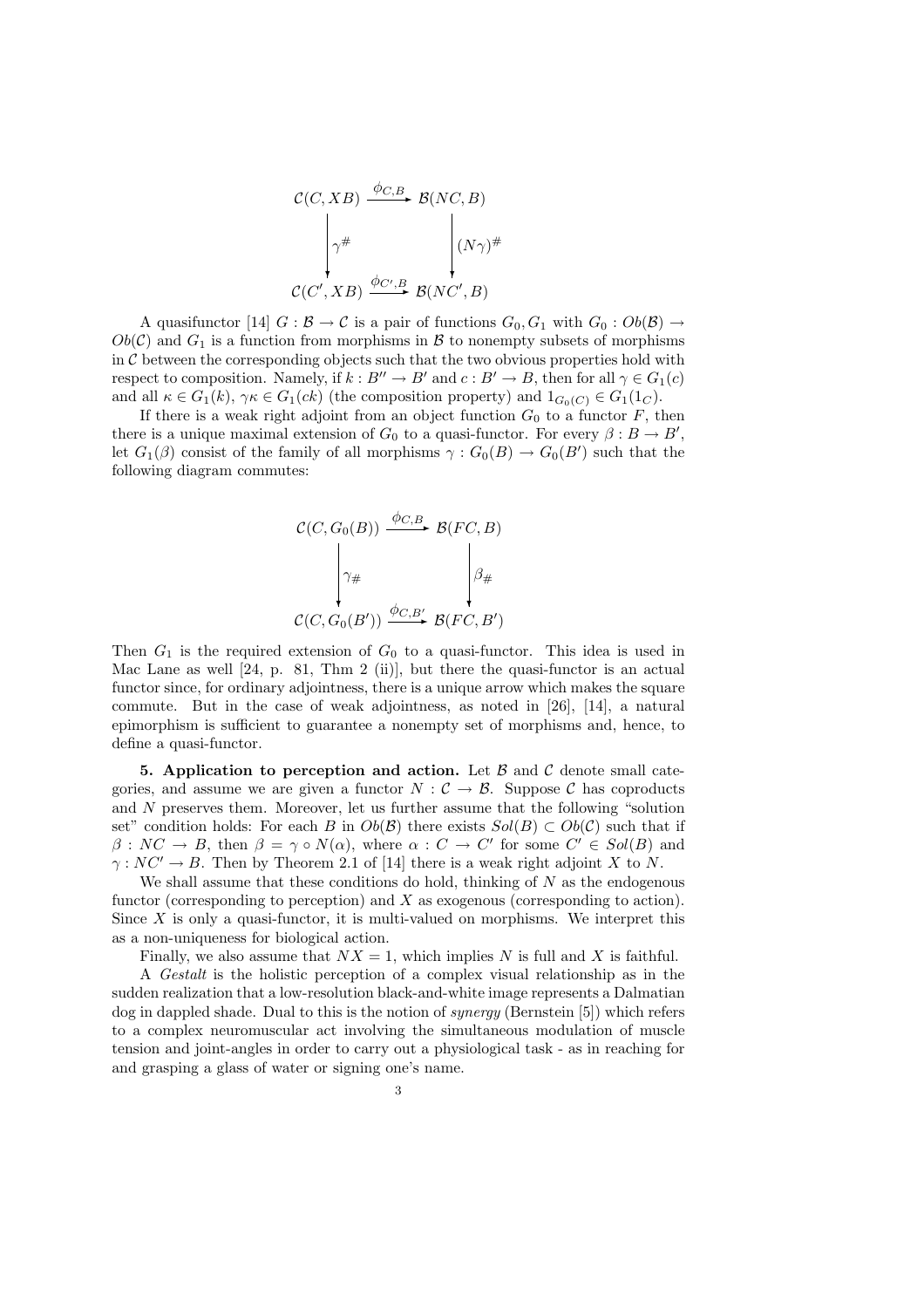$$
\begin{array}{ccc}
\mathcal{C}(C, XB) & \xrightarrow{\phi_{C,B}} & \mathcal{B}(NC, B) \\
\Big\downarrow \gamma^{\#} & & \Big\downarrow (N\gamma)^{\#} \\
\mathcal{C}(C', XB) & \xrightarrow{\phi_{C',B}} & \mathcal{B}(NC', B)
\end{array}
$$

A quasifunctor [14] $G : \mathcal{B} \to \mathcal{C}$ is a pair of functions $G_0, G_1$ with $G_0 : Ob(\mathcal{B}) \to Ob(\mathcal{C})$ and $G_1$ is a function from morphisms in $\mathcal{B}$ to nonempty subsets of morphisms in $\mathcal{C}$ between the corresponding objects such that the two obvious properties hold with respect to composition. Namely, if $k : B'' \to B'$ and $c : B' \to B$, then for all $\gamma \in G_1(c)$ and all $\kappa \in G_1(k)$, $\gamma\kappa \in G_1(ck)$ (the composition property) and $1_{G_0(C)} \in G_1(1_C)$.

If there is a weak right adjoint from an object function $G_0$ to a functor $F$, then there is a unique maximal extension of $G_0$ to a quasi-functor. For every $\beta : B \to B'$, let $G_1(\beta)$ consist of the family of all morphisms $\gamma : G_0(B) \to G_0(B')$ such that the following diagram commutes:

$$
\begin{array}{ccc}
\mathcal{C}(C, G_0(B)) & \xrightarrow{\phi_{C,B}} & \mathcal{B}(FC, B) \\
\Big\downarrow \gamma_{\#} & & \Big\downarrow \beta_{\#} \\
\mathcal{C}(C, G_0(B')) & \xrightarrow{\phi_{C,B'}} & \mathcal{B}(FC, B')
\end{array}
$$

Then $G_1$ is the required extension of $G_0$ to a quasi-functor. This idea is used in Mac Lane as well [24, p. 81, Thm 2 (ii)], but there the quasi-functor is an actual functor since, for ordinary adjointness, there is a unique arrow which makes the square commute. But in the case of weak adjointness, as noted in [26], [14], a natural epimorphism is sufficient to guarantee a nonempty set of morphisms and, hence, to define a quasi-functor.

**5. Application to perception and action.** Let $\mathcal{B}$ and $\mathcal{C}$ denote small categories, and assume we are given a functor $N : \mathcal{C} \to \mathcal{B}$. Suppose $\mathcal{C}$ has coproducts and $N$ preserves them. Moreover, let us further assume that the following "solution set" condition holds: For each $B$ in $Ob(\mathcal{B})$ there exists $Sol(B) \subset Ob(\mathcal{C})$ such that if $\beta : NC \to B$, then $\beta = \gamma \circ N(\alpha)$, where $\alpha : C \to C'$ for some $C' \in Sol(B)$ and $\gamma : NC' \to B$. Then by Theorem 2.1 of [14] there is a weak right adjoint $X$ to $N$.

We shall assume that these conditions do hold, thinking of $N$ as the endogenous functor (corresponding to perception) and $X$ as exogenous (corresponding to action). Since $X$ is only a quasi-functor, it is multi-valued on morphisms. We interpret this as a non-uniqueness for biological action.

Finally, we also assume that $NX = 1$, which implies $N$ is full and $X$ is faithful.

A *Gestalt* is the holistic perception of a complex visual relationship as in the sudden realization that a low-resolution black-and-white image represents a Dalmatian dog in dappled shade. Dual to this is the notion of *synergy* (Bernstein [5]) which refers to a complex neuromuscular act involving the simultaneous modulation of muscle tension and joint-angles in order to carry out a physiological task - as in reaching for and grasping a glass of water or signing one's name.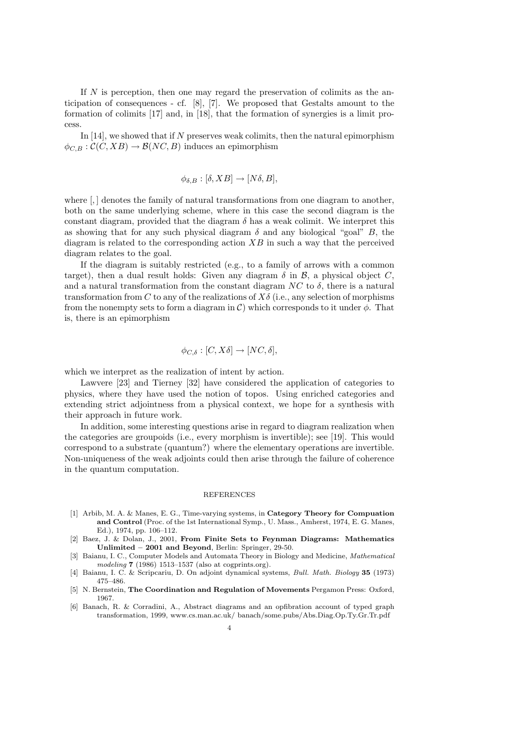If $N$ is perception, then one may regard the preservation of colimits as the anticipation of consequences - cf. [8], [7]. We proposed that Gestalts amount to the formation of colimits [17] and, in [18], that the formation of synergies is a limit process.

In [14], we showed that if $N$ preserves weak colimits, then the natural epimorphism $\phi_{C,B} : \mathcal{C}(C, XB) \to \mathcal{B}(NC, B)$ induces an epimorphism

$$\phi_{\delta,B} : [\delta, XB] \to [N\delta, B],$$

where $[,]$ denotes the family of natural transformations from one diagram to another, both on the same underlying scheme, where in this case the second diagram is the constant diagram, provided that the diagram $\delta$ has a weak colimit. We interpret this as showing that for any such physical diagram $\delta$ and any biological "goal" $B$, the diagram is related to the corresponding action $XB$ in such a way that the perceived diagram relates to the goal.

If the diagram is suitably restricted (e.g., to a family of arrows with a common target), then a dual result holds: Given any diagram $\delta$ in $\mathcal{B}$, a physical object $C$, and a natural transformation from the constant diagram $NC$ to $\delta$, there is a natural transformation from $C$ to any of the realizations of $X\delta$ (i.e., any selection of morphisms from the nonempty sets to form a diagram in $\mathcal{C}$) which corresponds to it under $\phi$. That is, there is an epimorphism

$$\phi_{C,\delta} : [C, X\delta] \to [NC, \delta],$$

which we interpret as the realization of intent by action.

Lawvere [23] and Tierney [32] have considered the application of categories to physics, where they have used the notion of topos. Using enriched categories and extending strict adjointness from a physical context, we hope for a synthesis with their approach in future work.

In addition, some interesting questions arise in regard to diagram realization when the categories are groupoids (i.e., every morphism is invertible); see [19]. This would correspond to a substrate (quantum?) where the elementary operations are invertible. Non-uniqueness of the weak adjoints could then arise through the failure of coherence in the quantum computation.

## REFERENCES

[1] Arbib, M. A. & Manes, E. G., Time-varying systems, in **Category Theory for Compuation and Control** (Proc. of the 1st International Symp., U. Mass., Amherst, 1974, E. G. Manes, Ed.), 1974, pp. 106–112.

[2] Baez, J. & Dolan, J., 2001, **From Finite Sets to Feynman Diagrams: Mathematics Unlimited – 2001 and Beyond**, Berlin: Springer, 29-50.

[3] Baianu, I. C., Computer Models and Automata Theory in Biology and Medicine, *Mathematical modeling* **7** (1986) 1513–1537 (also at cogprints.org).

[4] Baianu, I. C. & Scripcariu, D. On adjoint dynamical systems, *Bull. Math. Biology* **35** (1973) 475–486.

[5] N. Bernstein, **The Coordination and Regulation of Movements** Pergamon Press: Oxford, 1967.

[6] Banach, R. & Corradini, A., Abstract diagrams and an opfibration account of typed graph transformation, 1999, www.cs.man.ac.uk/ banach/some.pubs/Abs.Diag.Op.Ty.Gr.Tr.pdf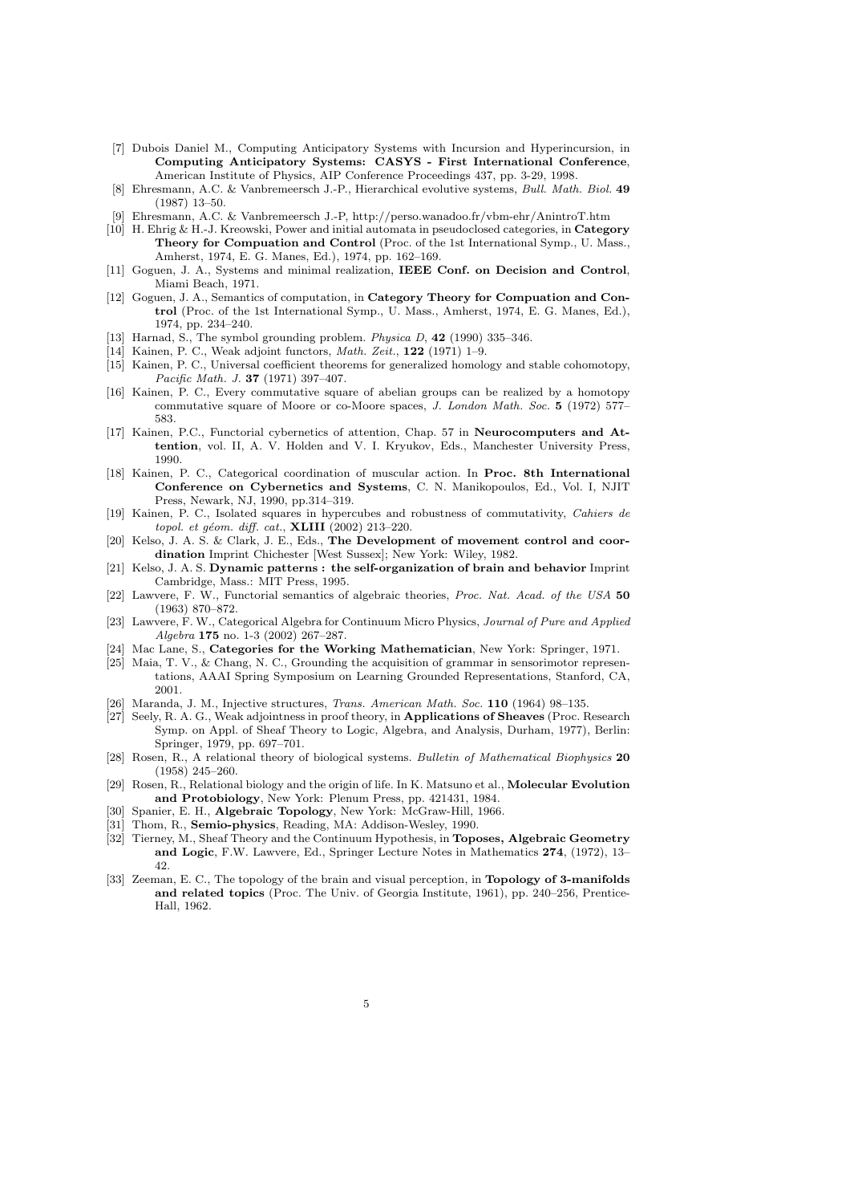[7] Dubois Daniel M., Computing Anticipatory Systems with Incursion and Hyperincursion, in **Computing Anticipatory Systems: CASYS - First International Conference**, American Institute of Physics, AIP Conference Proceedings 437, pp. 3-29, 1998.

[8] Ehresmann, A.C. & Vanbremeersch J.-P., Hierarchical evolutive systems, *Bull. Math. Biol.* **49** (1987) 13–50.

[9] Ehresmann, A.C. & Vanbremeersch J.-P, http://perso.wanadoo.fr/vbm-ehr/AnintroT.htm

[10] H. Ehrig & H.-J. Kreowski, Power and initial automata in pseudoclosed categories, in **Category Theory for Compuation and Control** (Proc. of the 1st International Symp., U. Mass., Amherst, 1974, E. G. Manes, Ed.), 1974, pp. 162–169.

[11] Goguen, J. A., Systems and minimal realization, **IEEE Conf. on Decision and Control**, Miami Beach, 1971.

[12] Goguen, J. A., Semantics of computation, in **Category Theory for Compuation and Control** (Proc. of the 1st International Symp., U. Mass., Amherst, 1974, E. G. Manes, Ed.), 1974, pp. 234–240.

[13] Harnad, S., The symbol grounding problem. *Physica D*, **42** (1990) 335–346.

[14] Kainen, P. C., Weak adjoint functors, *Math. Zeit.*, **122** (1971) 1–9.

[15] Kainen, P. C., Universal coefficient theorems for generalized homology and stable cohomotopy, *Pacific Math. J.* **37** (1971) 397–407.

[16] Kainen, P. C., Every commutative square of abelian groups can be realized by a homotopy commutative square of Moore or co-Moore spaces, *J. London Math. Soc.* **5** (1972) 577–583.

[17] Kainen, P.C., Functorial cybernetics of attention, Chap. 57 in **Neurocomputers and Attention**, vol. II, A. V. Holden and V. I. Kryukov, Eds., Manchester University Press, 1990.

[18] Kainen, P. C., Categorical coordination of muscular action. In **Proc. 8th International Conference on Cybernetics and Systems**, C. N. Manikopoulos, Ed., Vol. I, NJIT Press, Newark, NJ, 1990, pp.314–319.

[19] Kainen, P. C., Isolated squares in hypercubes and robustness of commutativity, *Cahiers de topol. et géom. diff. cat.*, **XLIII** (2002) 213–220.

[20] Kelso, J. A. S. & Clark, J. E., Eds., **The Development of movement control and coordination** Imprint Chichester [West Sussex]; New York: Wiley, 1982.

[21] Kelso, J. A. S. **Dynamic patterns : the self-organization of brain and behavior** Imprint Cambridge, Mass.: MIT Press, 1995.

[22] Lawvere, F. W., Functorial semantics of algebraic theories, *Proc. Nat. Acad. of the USA* **50** (1963) 870–872.

[23] Lawvere, F. W., Categorical Algebra for Continuum Micro Physics, *Journal of Pure and Applied Algebra* **175** no. 1-3 (2002) 267–287.

[24] Mac Lane, S., **Categories for the Working Mathematician**, New York: Springer, 1971.

[25] Maia, T. V., & Chang, N. C., Grounding the acquisition of grammar in sensorimotor representations, AAAI Spring Symposium on Learning Grounded Representations, Stanford, CA, 2001.

[26] Maranda, J. M., Injective structures, *Trans. American Math. Soc.* **110** (1964) 98–135.

[27] Seely, R. A. G., Weak adjointness in proof theory, in **Applications of Sheaves** (Proc. Research Symp. on Appl. of Sheaf Theory to Logic, Algebra, and Analysis, Durham, 1977), Berlin: Springer, 1979, pp. 697–701.

[28] Rosen, R., A relational theory of biological systems. *Bulletin of Mathematical Biophysics* **20** (1958) 245–260.

[29] Rosen, R., Relational biology and the origin of life. In K. Matsuno et al., **Molecular Evolution and Protobiology**, New York: Plenum Press, pp. 421431, 1984.

[30] Spanier, E. H., **Algebraic Topology**, New York: McGraw-Hill, 1966.

[31] Thom, R., **Semio-physics**, Reading, MA: Addison-Wesley, 1990.

[32] Tierney, M., Sheaf Theory and the Continuum Hypothesis, in **Toposes, Algebraic Geometry and Logic**, F.W. Lawvere, Ed., Springer Lecture Notes in Mathematics **274**, (1972), 13–42.

[33] Zeeman, E. C., The topology of the brain and visual perception, in **Topology of 3-manifolds and related topics** (Proc. The Univ. of Georgia Institute, 1961), pp. 240–256, Prentice-Hall, 1962.